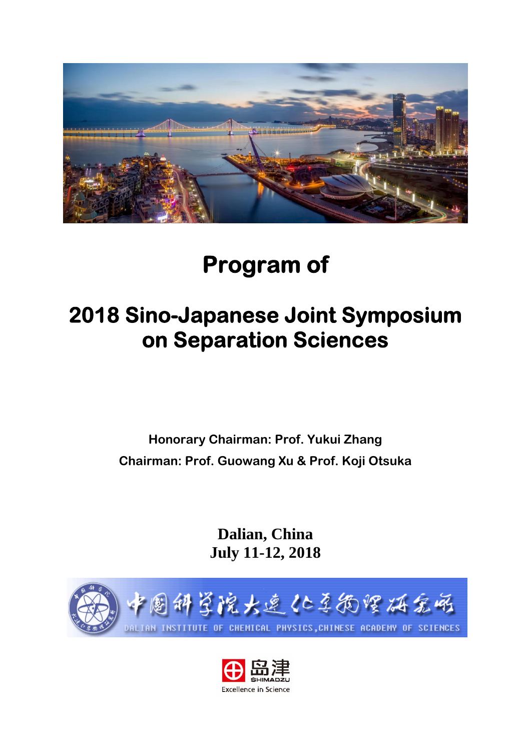# Program of

# 2018 Sino-Japanese Joint Symposium on Separation Sciences

**Honorary Chairman: Prof. Yukui Zhang**

**Chairman: Prof. Guowang Xu & Prof. Koji Otsuka**

**Dalian, China**
**July 11-12, 2018**

中国科学院大连化学物理研究所
DALIAN INSTITUTE OF CHEMICAL PHYSICS, CHINESE ACADEMY OF SCIENCES

岛津 SHIMADZU
Excellence in Science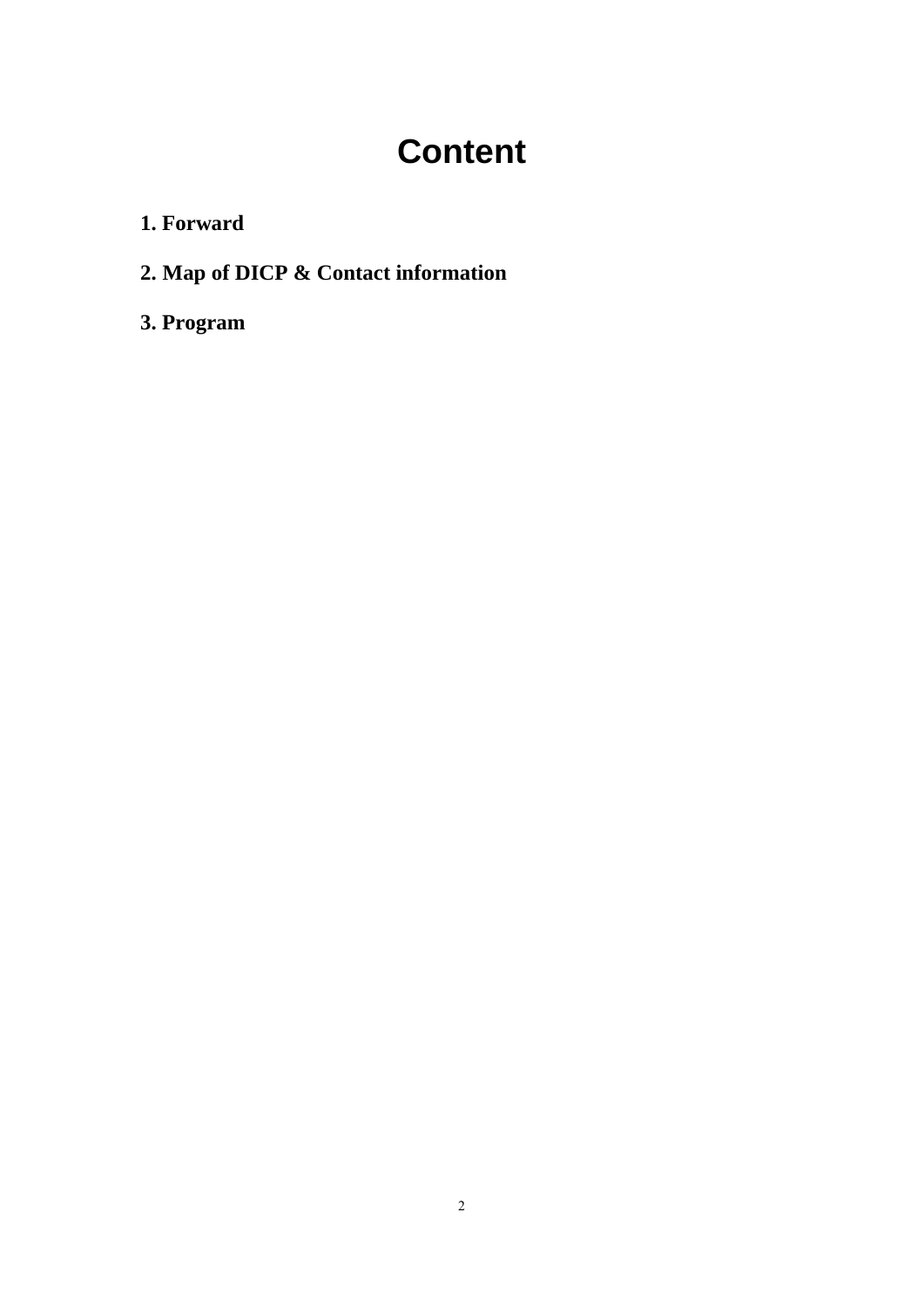# Content

**1. Forward**

**2. Map of DICP & Contact information**

**3. Program**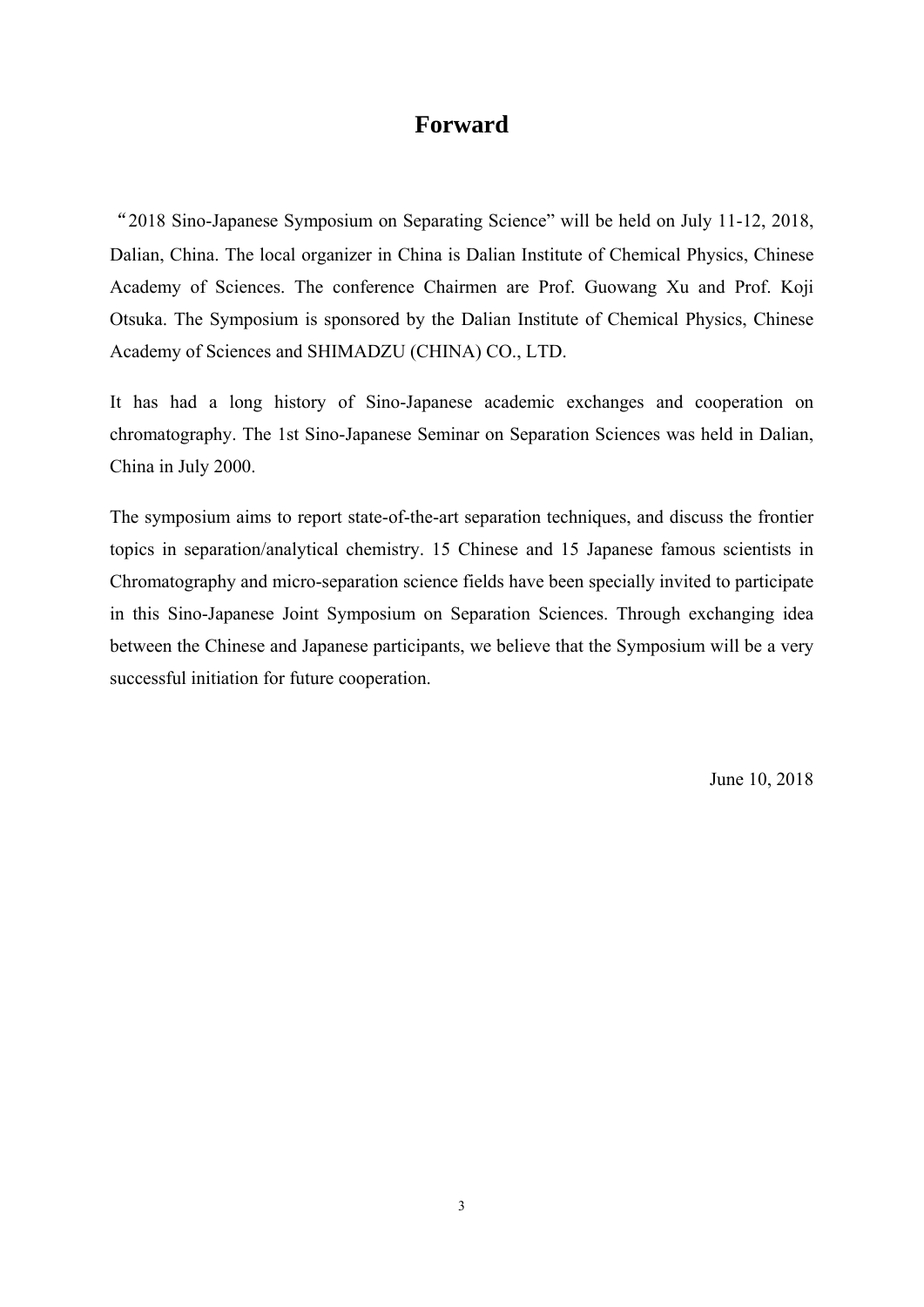# Forward

"2018 Sino-Japanese Symposium on Separating Science" will be held on July 11-12, 2018, Dalian, China. The local organizer in China is Dalian Institute of Chemical Physics, Chinese Academy of Sciences. The conference Chairmen are Prof. Guowang Xu and Prof. Koji Otsuka. The Symposium is sponsored by the Dalian Institute of Chemical Physics, Chinese Academy of Sciences and SHIMADZU (CHINA) CO., LTD.

It has had a long history of Sino-Japanese academic exchanges and cooperation on chromatography. The 1st Sino-Japanese Seminar on Separation Sciences was held in Dalian, China in July 2000.

The symposium aims to report state-of-the-art separation techniques, and discuss the frontier topics in separation/analytical chemistry. 15 Chinese and 15 Japanese famous scientists in Chromatography and micro-separation science fields have been specially invited to participate in this Sino-Japanese Joint Symposium on Separation Sciences. Through exchanging idea between the Chinese and Japanese participants, we believe that the Symposium will be a very successful initiation for future cooperation.

June 10, 2018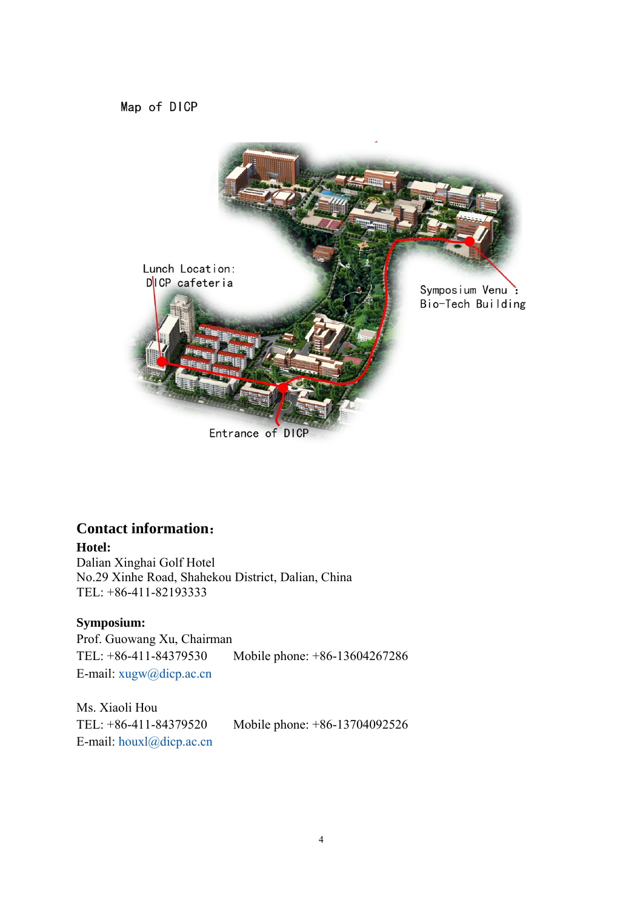Map of DICP

Lunch Location: DICP cafeteria

Symposium Venu : Bio-Tech Building

Entrance of DICP

## Contact information:

**Hotel:**

Dalian Xinghai Golf Hotel
No.29 Xinhe Road, Shahekou District, Dalian, China
TEL: +86-411-82193333

**Symposium:**

Prof. Guowang Xu, Chairman
TEL: +86-411-84379530     Mobile phone: +86-13604267286
E-mail: xugw@dicp.ac.cn

Ms. Xiaoli Hou
TEL: +86-411-84379520     Mobile phone: +86-13704092526
E-mail: houxl@dicp.ac.cn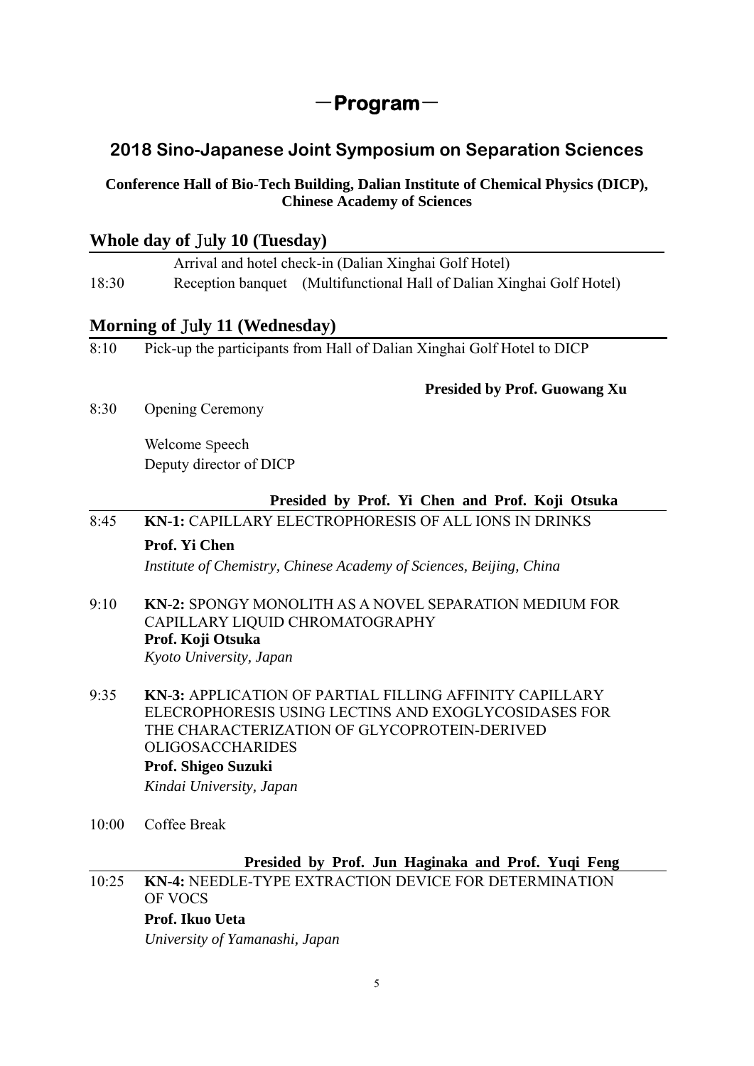# －Program－

## 2018 Sino-Japanese Joint Symposium on Separation Sciences

**Conference Hall of Bio-Tech Building, Dalian Institute of Chemical Physics (DICP), Chinese Academy of Sciences**

### Whole day of July 10 (Tuesday)

Arrival and hotel check-in (Dalian Xinghai Golf Hotel)

18:30 Reception banquet (Multifunctional Hall of Dalian Xinghai Golf Hotel)

### Morning of July 11 (Wednesday)

8:10 Pick-up the participants from Hall of Dalian Xinghai Golf Hotel to DICP

**Presided by Prof. Guowang Xu**

8:30 Opening Ceremony

Welcome Speech
Deputy director of DICP

**Presided by Prof. Yi Chen and Prof. Koji Otsuka**

8:45 **KN-1:** CAPILLARY ELECTROPHORESIS OF ALL IONS IN DRINKS
**Prof. Yi Chen**
*Institute of Chemistry, Chinese Academy of Sciences, Beijing, China*

9:10 **KN-2:** SPONGY MONOLITH AS A NOVEL SEPARATION MEDIUM FOR CAPILLARY LIQUID CHROMATOGRAPHY
**Prof. Koji Otsuka**
*Kyoto University, Japan*

9:35 **KN-3:** APPLICATION OF PARTIAL FILLING AFFINITY CAPILLARY ELECROPHORESIS USING LECTINS AND EXOGLYCOSIDASES FOR THE CHARACTERIZATION OF GLYCOPROTEIN-DERIVED OLIGOSACCHARIDES
**Prof. Shigeo Suzuki**
*Kindai University, Japan*

10:00 Coffee Break

**Presided by Prof. Jun Haginaka and Prof. Yuqi Feng**

10:25 **KN-4:** NEEDLE-TYPE EXTRACTION DEVICE FOR DETERMINATION OF VOCS
**Prof. Ikuo Ueta**
*University of Yamanashi, Japan*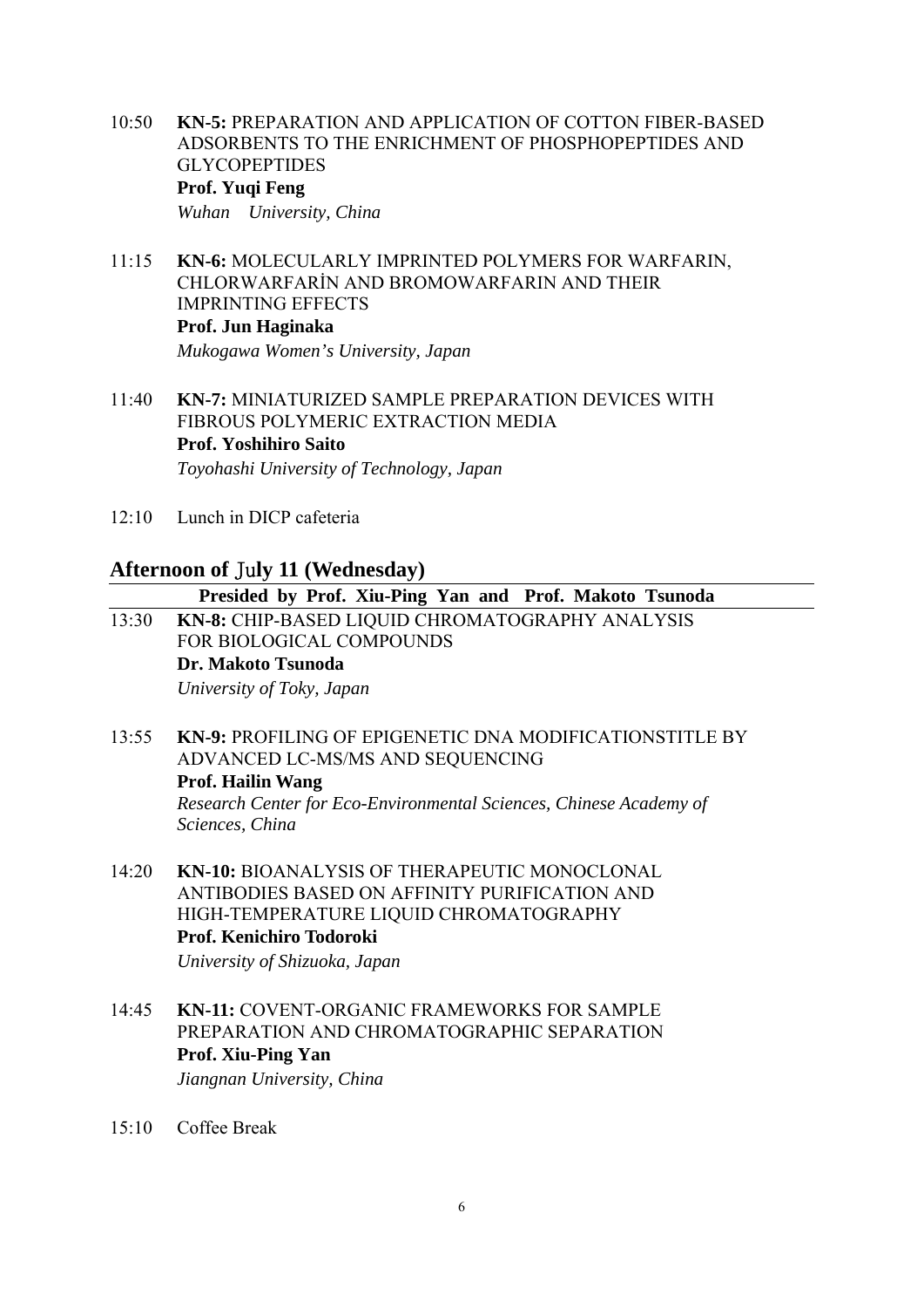10:50 **KN-5:** PREPARATION AND APPLICATION OF COTTON FIBER-BASED ADSORBENTS TO THE ENRICHMENT OF PHOSPHOPEPTIDES AND GLYCOPEPTIDES
**Prof. Yuqi Feng**
*Wuhan University, China*

11:15 **KN-6:** MOLECULARLY IMPRINTED POLYMERS FOR WARFARIN, CHLORWARFARİN AND BROMOWARFARIN AND THEIR IMPRINTING EFFECTS
**Prof. Jun Haginaka**
*Mukogawa Women's University, Japan*

11:40 **KN-7:** MINIATURIZED SAMPLE PREPARATION DEVICES WITH FIBROUS POLYMERIC EXTRACTION MEDIA
**Prof. Yoshihiro Saito**
*Toyohashi University of Technology, Japan*

12:10 Lunch in DICP cafeteria

## Afternoon of July 11 (Wednesday)

**Presided by Prof. Xiu-Ping Yan and Prof. Makoto Tsunoda**

13:30 **KN-8:** CHIP-BASED LIQUID CHROMATOGRAPHY ANALYSIS FOR BIOLOGICAL COMPOUNDS
**Dr. Makoto Tsunoda**
*University of Toky, Japan*

13:55 **KN-9:** PROFILING OF EPIGENETIC DNA MODIFICATIONSTITLE BY ADVANCED LC-MS/MS AND SEQUENCING
**Prof. Hailin Wang**
*Research Center for Eco-Environmental Sciences, Chinese Academy of Sciences, China*

14:20 **KN-10:** BIOANALYSIS OF THERAPEUTIC MONOCLONAL ANTIBODIES BASED ON AFFINITY PURIFICATION AND HIGH-TEMPERATURE LIQUID CHROMATOGRAPHY
**Prof. Kenichiro Todoroki**
*University of Shizuoka, Japan*

14:45 **KN-11:** COVENT-ORGANIC FRAMEWORKS FOR SAMPLE PREPARATION AND CHROMATOGRAPHIC SEPARATION
**Prof. Xiu-Ping Yan**
*Jiangnan University, China*

15:10 Coffee Break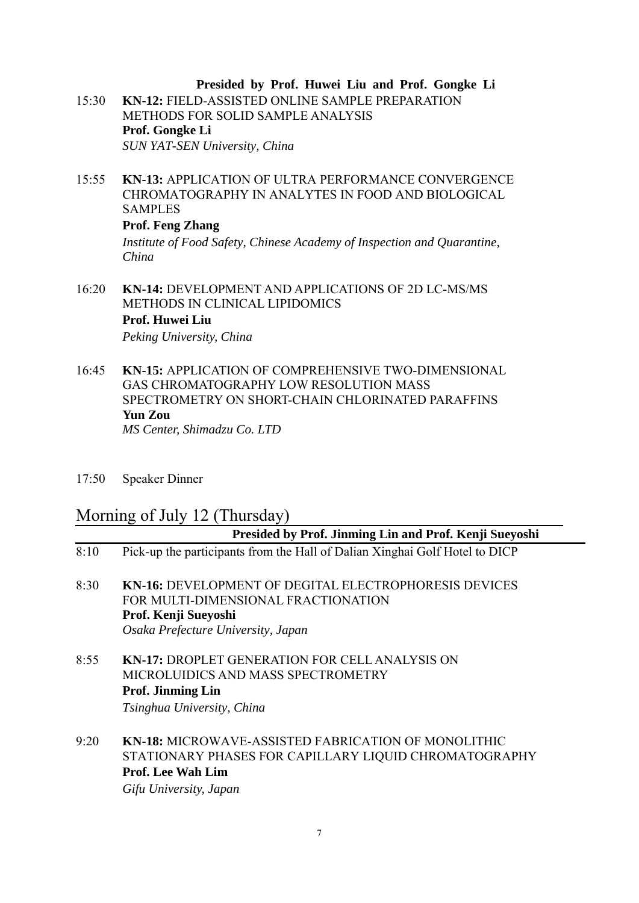**Presided by Prof. Huwei Liu and Prof. Gongke Li**

15:30 **KN-12:** FIELD-ASSISTED ONLINE SAMPLE PREPARATION METHODS FOR SOLID SAMPLE ANALYSIS
**Prof. Gongke Li**
*SUN YAT-SEN University, China*

15:55 **KN-13:** APPLICATION OF ULTRA PERFORMANCE CONVERGENCE CHROMATOGRAPHY IN ANALYTES IN FOOD AND BIOLOGICAL SAMPLES
**Prof. Feng Zhang**
*Institute of Food Safety, Chinese Academy of Inspection and Quarantine, China*

16:20 **KN-14:** DEVELOPMENT AND APPLICATIONS OF 2D LC-MS/MS METHODS IN CLINICAL LIPIDOMICS
**Prof. Huwei Liu**
*Peking University, China*

16:45 **KN-15:** APPLICATION OF COMPREHENSIVE TWO-DIMENSIONAL GAS CHROMATOGRAPHY LOW RESOLUTION MASS SPECTROMETRY ON SHORT-CHAIN CHLORINATED PARAFFINS
**Yun Zou**
*MS Center, Shimadzu Co. LTD*

17:50 Speaker Dinner

## Morning of July 12 (Thursday)

**Presided by Prof. Jinming Lin and Prof. Kenji Sueyoshi**

8:10 Pick-up the participants from the Hall of Dalian Xinghai Golf Hotel to DICP

8:30 **KN-16:** DEVELOPMENT OF DEGITAL ELECTROPHORESIS DEVICES FOR MULTI-DIMENSIONAL FRACTIONATION
**Prof. Kenji Sueyoshi**
*Osaka Prefecture University, Japan*

8:55 **KN-17:** DROPLET GENERATION FOR CELL ANALYSIS ON MICROLUIDICS AND MASS SPECTROMETRY
**Prof. Jinming Lin**
*Tsinghua University, China*

9:20 **KN-18:** MICROWAVE-ASSISTED FABRICATION OF MONOLITHIC STATIONARY PHASES FOR CAPILLARY LIQUID CHROMATOGRAPHY
**Prof. Lee Wah Lim**
*Gifu University, Japan*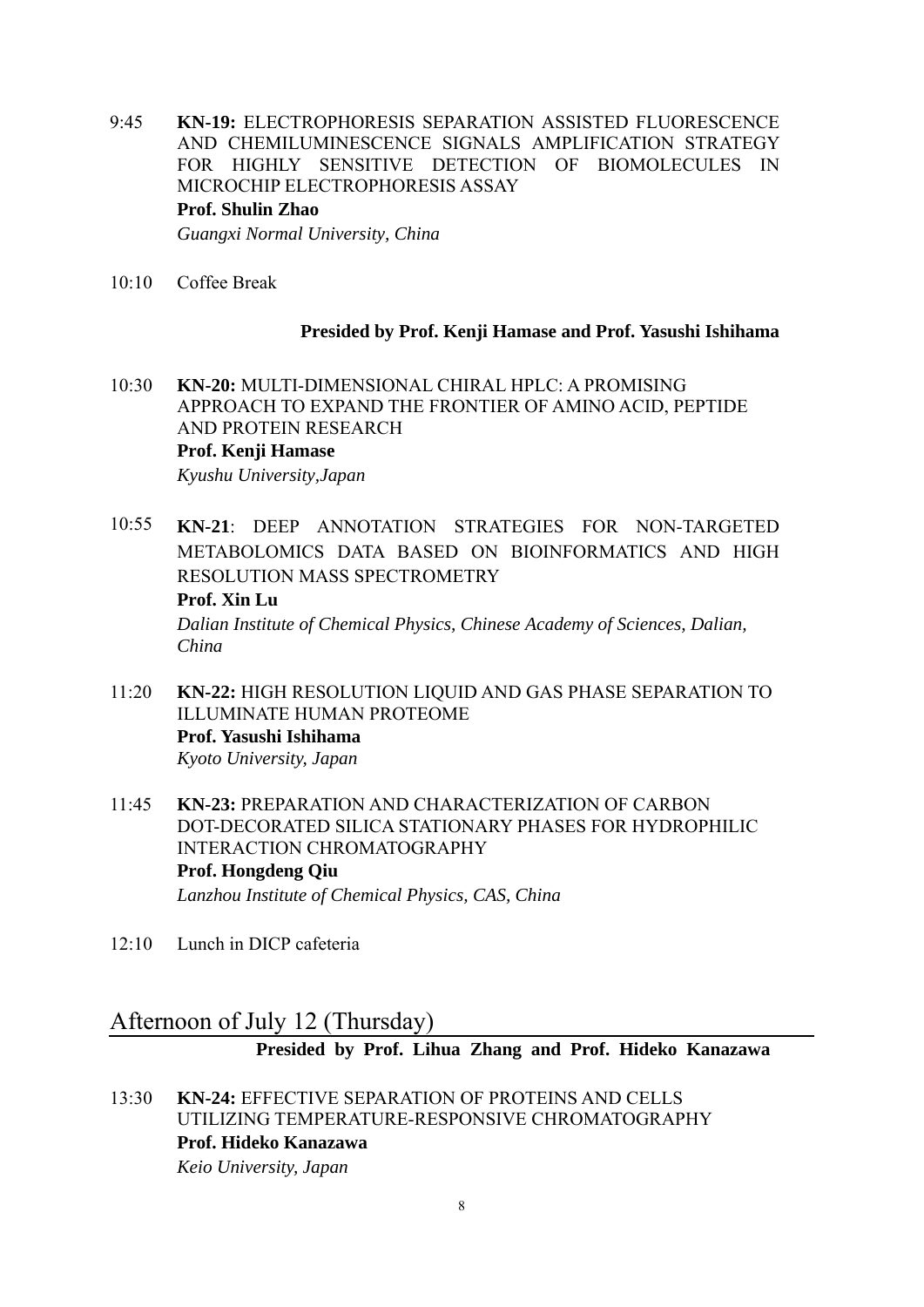9:45 **KN-19:** ELECTROPHORESIS SEPARATION ASSISTED FLUORESCENCE AND CHEMILUMINESCENCE SIGNALS AMPLIFICATION STRATEGY FOR HIGHLY SENSITIVE DETECTION OF BIOMOLECULES IN MICROCHIP ELECTROPHORESIS ASSAY
**Prof. Shulin Zhao**
*Guangxi Normal University, China*

10:10 Coffee Break

**Presided by Prof. Kenji Hamase and Prof. Yasushi Ishihama**

10:30 **KN-20:** MULTI-DIMENSIONAL CHIRAL HPLC: A PROMISING APPROACH TO EXPAND THE FRONTIER OF AMINO ACID, PEPTIDE AND PROTEIN RESEARCH
**Prof. Kenji Hamase**
*Kyushu University,Japan*

10:55 **KN-21**: DEEP ANNOTATION STRATEGIES FOR NON-TARGETED METABOLOMICS DATA BASED ON BIOINFORMATICS AND HIGH RESOLUTION MASS SPECTROMETRY
**Prof. Xin Lu**
*Dalian Institute of Chemical Physics, Chinese Academy of Sciences, Dalian, China*

11:20 **KN-22:** HIGH RESOLUTION LIQUID AND GAS PHASE SEPARATION TO ILLUMINATE HUMAN PROTEOME
**Prof. Yasushi Ishihama**
*Kyoto University, Japan*

11:45 **KN-23:** PREPARATION AND CHARACTERIZATION OF CARBON DOT-DECORATED SILICA STATIONARY PHASES FOR HYDROPHILIC INTERACTION CHROMATOGRAPHY
**Prof. Hongdeng Qiu**
*Lanzhou Institute of Chemical Physics, CAS, China*

12:10 Lunch in DICP cafeteria

## Afternoon of July 12 (Thursday)

**Presided by Prof. Lihua Zhang and Prof. Hideko Kanazawa**

13:30 **KN-24:** EFFECTIVE SEPARATION OF PROTEINS AND CELLS UTILIZING TEMPERATURE-RESPONSIVE CHROMATOGRAPHY
**Prof. Hideko Kanazawa**
*Keio University, Japan*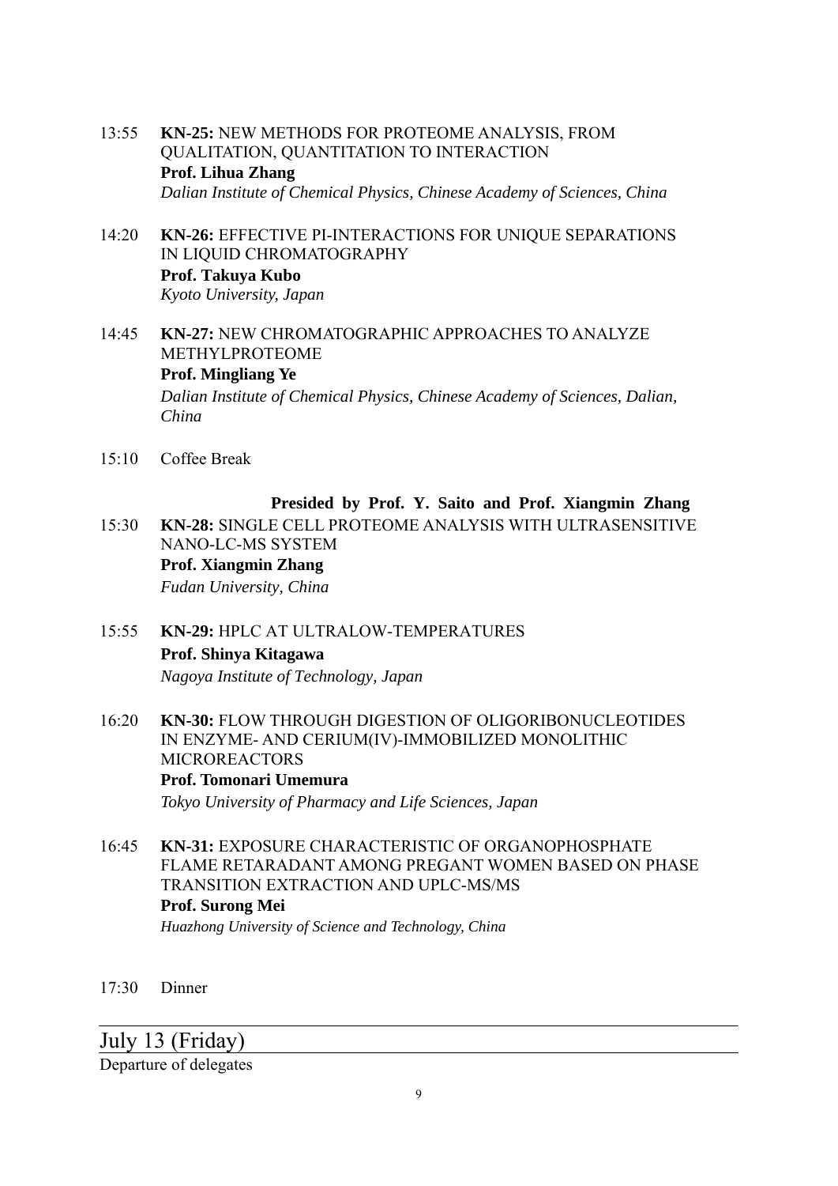13:55 **KN-25:** NEW METHODS FOR PROTEOME ANALYSIS, FROM QUALITATION, QUANTITATION TO INTERACTION
**Prof. Lihua Zhang**
*Dalian Institute of Chemical Physics, Chinese Academy of Sciences, China*

14:20 **KN-26:** EFFECTIVE PI-INTERACTIONS FOR UNIQUE SEPARATIONS IN LIQUID CHROMATOGRAPHY
**Prof. Takuya Kubo**
*Kyoto University, Japan*

14:45 **KN-27:** NEW CHROMATOGRAPHIC APPROACHES TO ANALYZE METHYLPROTEOME
**Prof. Mingliang Ye**
*Dalian Institute of Chemical Physics, Chinese Academy of Sciences, Dalian, China*

15:10 Coffee Break

**Presided by Prof. Y. Saito and Prof. Xiangmin Zhang**

15:30 **KN-28:** SINGLE CELL PROTEOME ANALYSIS WITH ULTRASENSITIVE NANO-LC-MS SYSTEM
**Prof. Xiangmin Zhang**
*Fudan University, China*

15:55 **KN-29:** HPLC AT ULTRALOW-TEMPERATURES
**Prof. Shinya Kitagawa**
*Nagoya Institute of Technology, Japan*

16:20 **KN-30:** FLOW THROUGH DIGESTION OF OLIGORIBONUCLEOTIDES IN ENZYME- AND CERIUM(IV)-IMMOBILIZED MONOLITHIC MICROREACTORS
**Prof. Tomonari Umemura**
*Tokyo University of Pharmacy and Life Sciences, Japan*

16:45 **KN-31:** EXPOSURE CHARACTERISTIC OF ORGANOPHOSPHATE FLAME RETARADANT AMONG PREGANT WOMEN BASED ON PHASE TRANSITION EXTRACTION AND UPLC-MS/MS
**Prof. Surong Mei**
*Huazhong University of Science and Technology, China*

17:30 Dinner

## July 13 (Friday)

Departure of delegates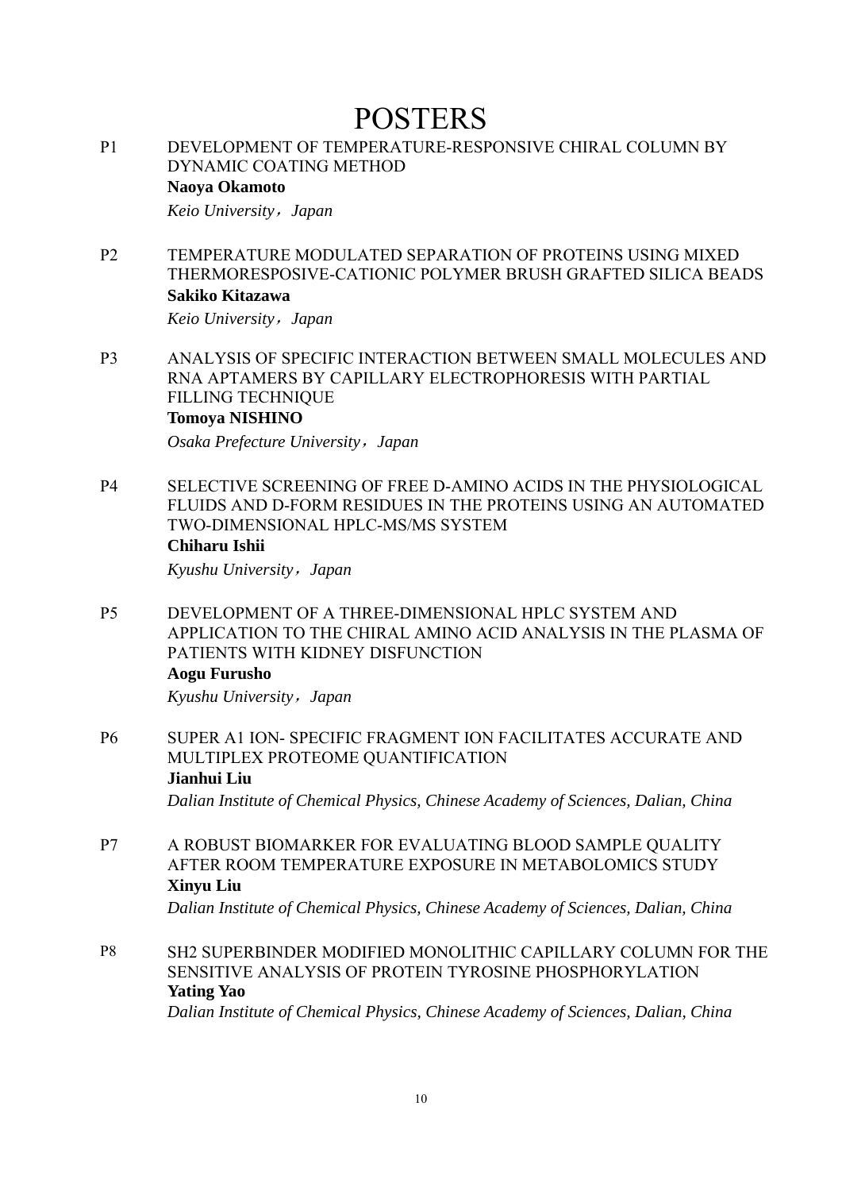# POSTERS

P1 DEVELOPMENT OF TEMPERATURE-RESPONSIVE CHIRAL COLUMN BY DYNAMIC COATING METHOD
**Naoya Okamoto**
*Keio University，Japan*

P2 TEMPERATURE MODULATED SEPARATION OF PROTEINS USING MIXED THERMORESPOSIVE-CATIONIC POLYMER BRUSH GRAFTED SILICA BEADS
**Sakiko Kitazawa**
*Keio University，Japan*

P3 ANALYSIS OF SPECIFIC INTERACTION BETWEEN SMALL MOLECULES AND RNA APTAMERS BY CAPILLARY ELECTROPHORESIS WITH PARTIAL FILLING TECHNIQUE
**Tomoya NISHINO**
*Osaka Prefecture University，Japan*

P4 SELECTIVE SCREENING OF FREE D-AMINO ACIDS IN THE PHYSIOLOGICAL FLUIDS AND D-FORM RESIDUES IN THE PROTEINS USING AN AUTOMATED TWO-DIMENSIONAL HPLC-MS/MS SYSTEM
**Chiharu Ishii**
*Kyushu University，Japan*

P5 DEVELOPMENT OF A THREE-DIMENSIONAL HPLC SYSTEM AND APPLICATION TO THE CHIRAL AMINO ACID ANALYSIS IN THE PLASMA OF PATIENTS WITH KIDNEY DISFUNCTION
**Aogu Furusho**
*Kyushu University，Japan*

P6 SUPER A1 ION- SPECIFIC FRAGMENT ION FACILITATES ACCURATE AND MULTIPLEX PROTEOME QUANTIFICATION
**Jianhui Liu**
*Dalian Institute of Chemical Physics, Chinese Academy of Sciences, Dalian, China*

P7 A ROBUST BIOMARKER FOR EVALUATING BLOOD SAMPLE QUALITY AFTER ROOM TEMPERATURE EXPOSURE IN METABOLOMICS STUDY
**Xinyu Liu**
*Dalian Institute of Chemical Physics, Chinese Academy of Sciences, Dalian, China*

P8 SH2 SUPERBINDER MODIFIED MONOLITHIC CAPILLARY COLUMN FOR THE SENSITIVE ANALYSIS OF PROTEIN TYROSINE PHOSPHORYLATION
**Yating Yao**
*Dalian Institute of Chemical Physics, Chinese Academy of Sciences, Dalian, China*